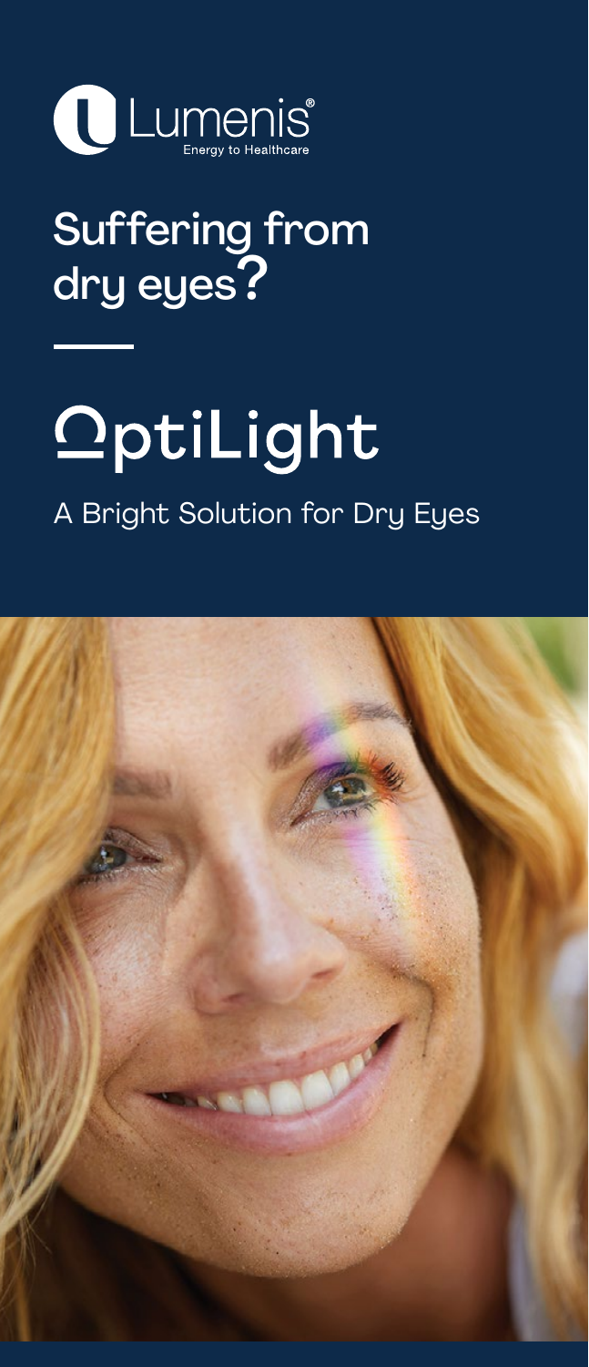Lumenis®
Energy to Healthcare

# Suffering from dry eyes?

# OptiLight

## A Bright Solution for Dry Eyes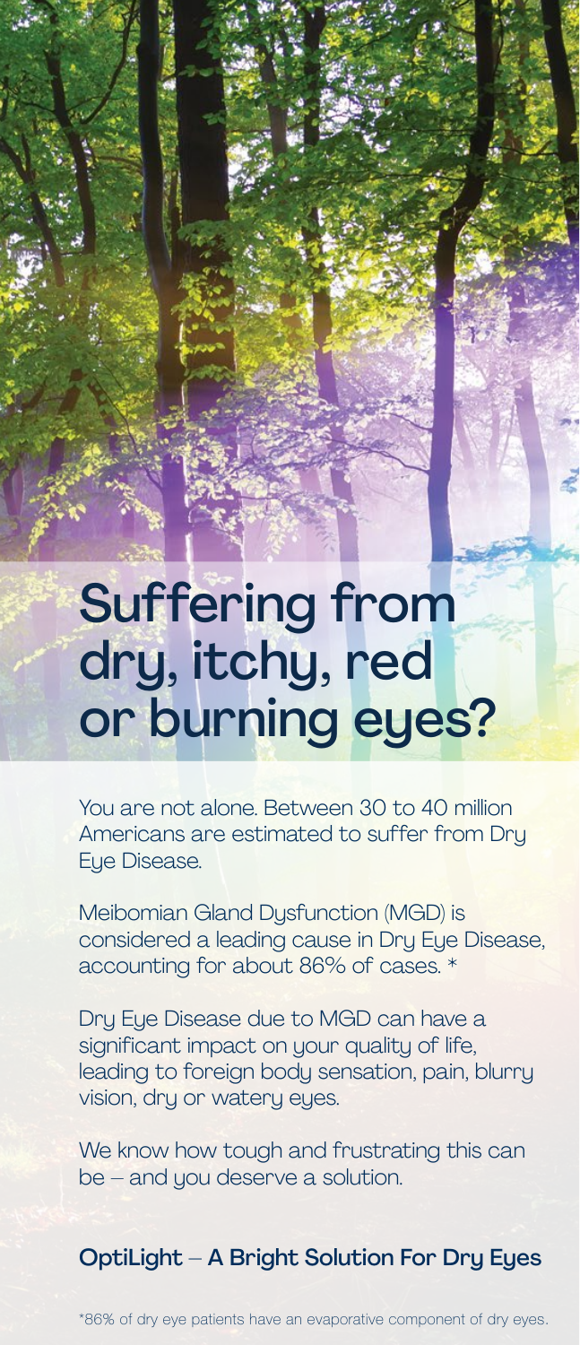# Suffering from dry, itchy, red or burning eyes?

You are not alone. Between 30 to 40 million Americans are estimated to suffer from Dry Eye Disease.

Meibomian Gland Dysfunction (MGD) is considered a leading cause in Dry Eye Disease, accounting for about 86% of cases. *

Dry Eye Disease due to MGD can have a significant impact on your quality of life, leading to foreign body sensation, pain, blurry vision, dry or watery eyes.

We know how tough and frustrating this can be – and you deserve a solution.

## OptiLight – A Bright Solution For Dry Eyes

*86% of dry eye patients have an evaporative component of dry eyes.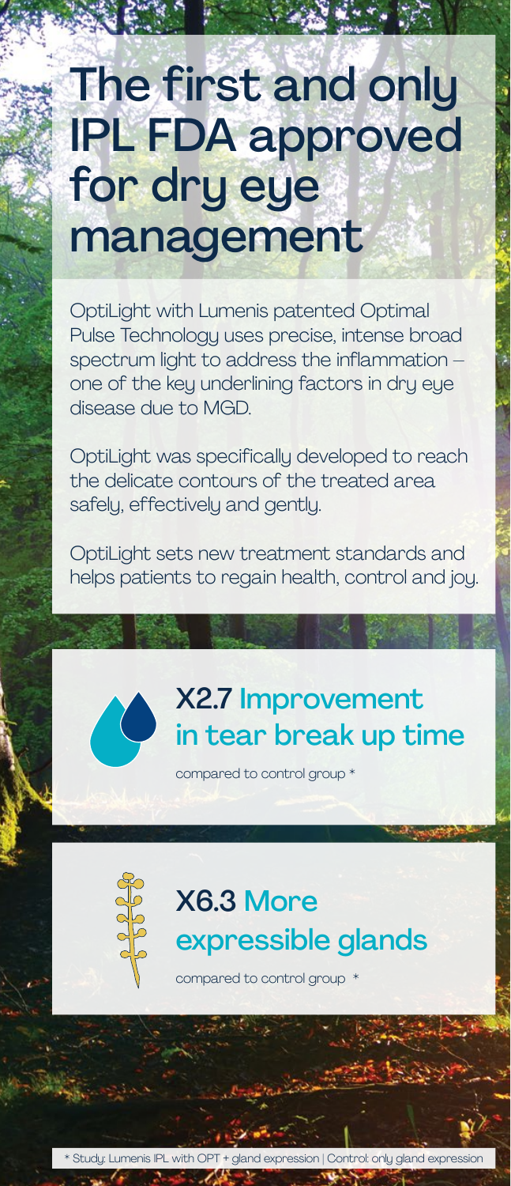# The first and only IPL FDA approved for dry eye management

OptiLight with Lumenis patented Optimal Pulse Technology uses precise, intense broad spectrum light to address the inflammation – one of the key underlining factors in dry eye disease due to MGD.

OptiLight was specifically developed to reach the delicate contours of the treated area safely, effectively and gently.

OptiLight sets new treatment standards and helps patients to regain health, control and joy.

## X2.7 Improvement in tear break up time

compared to control group *

## X6.3 More expressible glands

compared to control group *

* Study: Lumenis IPL with OPT + gland expression | Control: only gland expression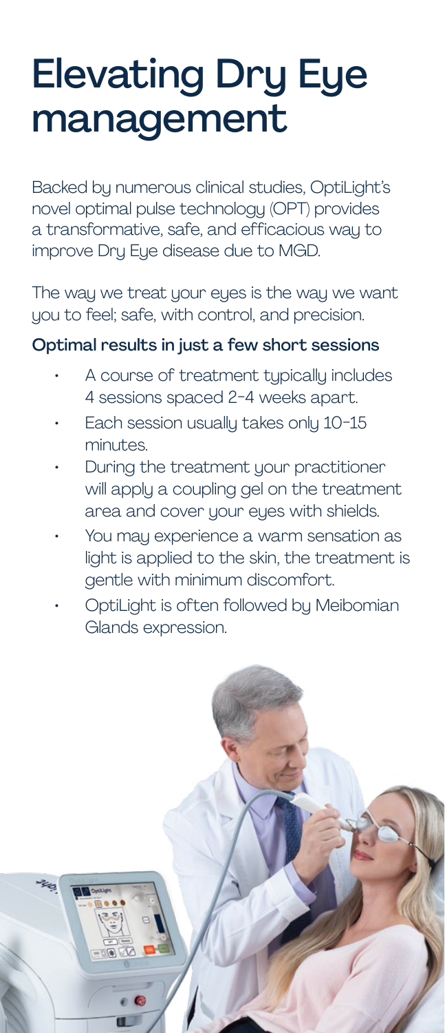# Elevating Dry Eye management

Backed by numerous clinical studies, OptiLight's novel optimal pulse technology (OPT) provides a transformative, safe, and efficacious way to improve Dry Eye disease due to MGD.

The way we treat your eyes is the way we want you to feel; safe, with control, and precision.

### Optimal results in just a few short sessions

- A course of treatment typically includes 4 sessions spaced 2-4 weeks apart.
- Each session usually takes only 10-15 minutes.
- During the treatment your practitioner will apply a coupling gel on the treatment area and cover your eyes with shields.
- You may experience a warm sensation as light is applied to the skin, the treatment is gentle with minimum discomfort.
- OptiLight is often followed by Meibomian Glands expression.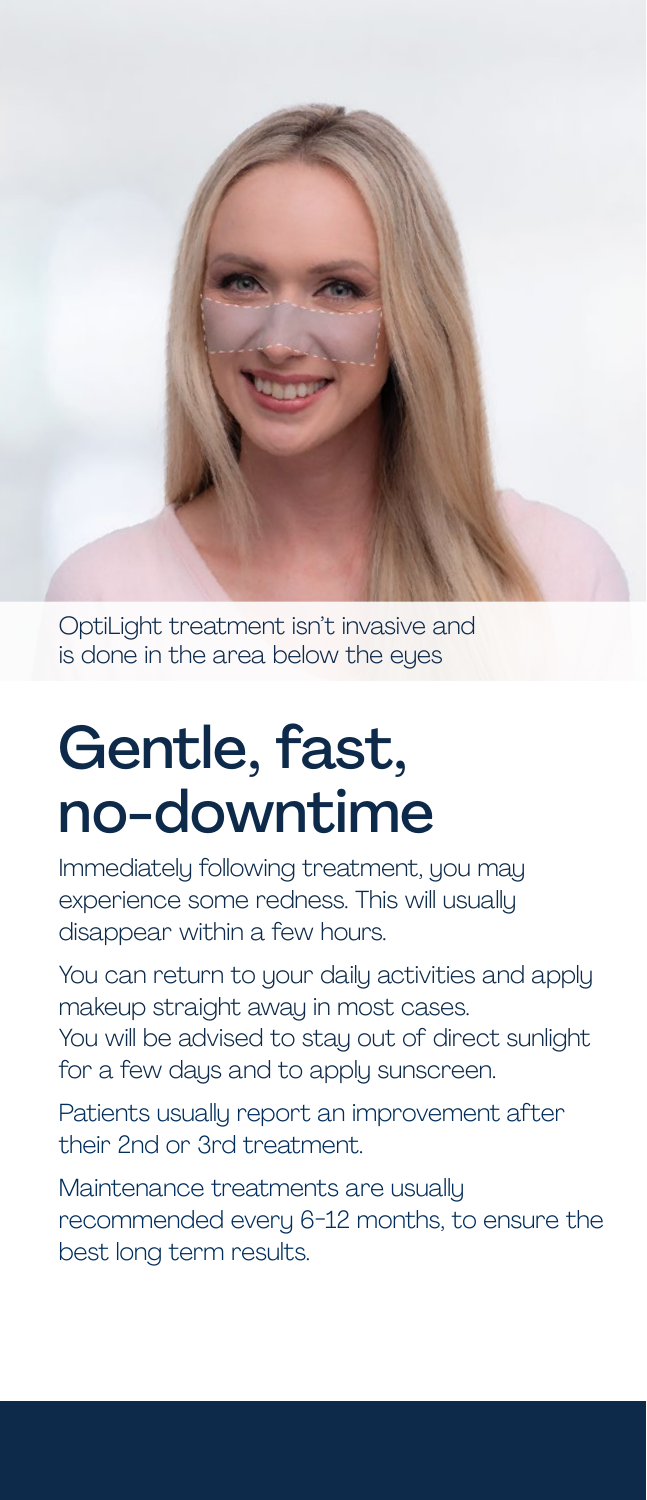OptiLight treatment isn't invasive and is done in the area below the eyes

# Gentle, fast, no-downtime

Immediately following treatment, you may experience some redness. This will usually disappear within a few hours.

You can return to your daily activities and apply makeup straight away in most cases. You will be advised to stay out of direct sunlight for a few days and to apply sunscreen.

Patients usually report an improvement after their 2nd or 3rd treatment.

Maintenance treatments are usually recommended every 6-12 months, to ensure the best long term results.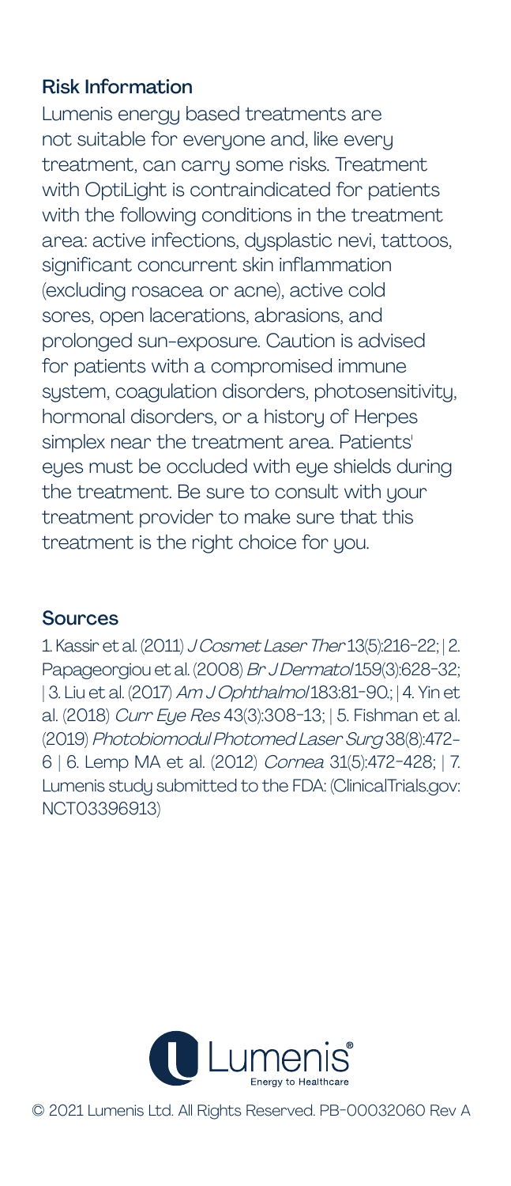## Risk Information

Lumenis energy based treatments are not suitable for everyone and, like every treatment, can carry some risks. Treatment with OptiLight is contraindicated for patients with the following conditions in the treatment area: active infections, dysplastic nevi, tattoos, significant concurrent skin inflammation (excluding rosacea or acne), active cold sores, open lacerations, abrasions, and prolonged sun-exposure. Caution is advised for patients with a compromised immune system, coagulation disorders, photosensitivity, hormonal disorders, or a history of Herpes simplex near the treatment area. Patients' eyes must be occluded with eye shields during the treatment. Be sure to consult with your treatment provider to make sure that this treatment is the right choice for you.

## Sources

1. Kassir et al. (2011) *J Cosmet Laser Ther* 13(5):216-22; | 2. Papageorgiou et al. (2008) *Br J Dermatol* 159(3):628-32; | 3. Liu et al. (2017) *Am J Ophthalmol* 183:81-90.; | 4. Yin et al. (2018) *Curr Eye Res* 43(3):308-13; | 5. Fishman et al. (2019) *Photobiomodul Photomed Laser Surg* 38(8):472-6 | 6. Lemp MA et al. (2012) *Cornea* 31(5):472-428; | 7. Lumenis study submitted to the FDA: (ClinicalTrials.gov: NCT03396913)

Lumenis®
Energy to Healthcare

© 2021 Lumenis Ltd. All Rights Reserved. PB-00032060 Rev A